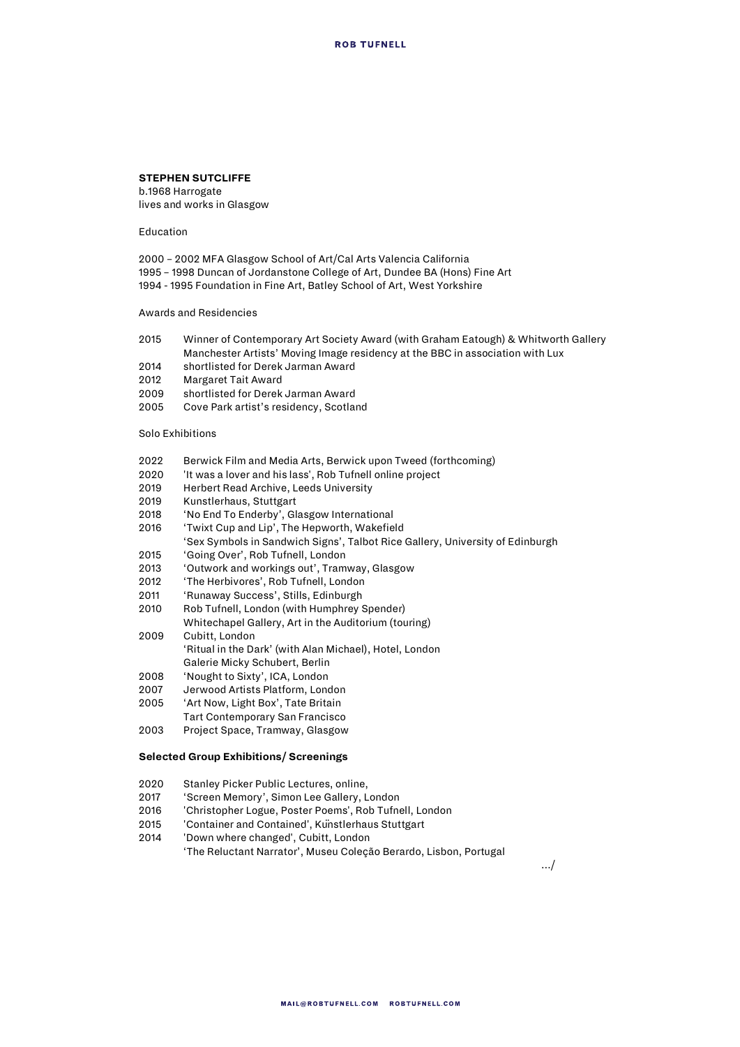# STEPHEN SUTCLIFFE

b.1968 Harrogate
lives and works in Glasgow

Education

2000 – 2002 MFA Glasgow School of Art/Cal Arts Valencia California
1995 – 1998 Duncan of Jordanstone College of Art, Dundee BA (Hons) Fine Art
1994 - 1995 Foundation in Fine Art, Batley School of Art, West Yorkshire

Awards and Residencies

2015 Winner of Contemporary Art Society Award (with Graham Eatough) & Whitworth Gallery Manchester Artists' Moving Image residency at the BBC in association with Lux
2014 shortlisted for Derek Jarman Award
2012 Margaret Tait Award
2009 shortlisted for Derek Jarman Award
2005 Cove Park artist's residency, Scotland

Solo Exhibitions

2022 Berwick Film and Media Arts, Berwick upon Tweed (forthcoming)
2020 'It was a lover and his lass', Rob Tufnell online project
2019 Herbert Read Archive, Leeds University
2019 Kunstlerhaus, Stuttgart
2018 'No End To Enderby', Glasgow International
2016 'Twixt Cup and Lip', The Hepworth, Wakefield
'Sex Symbols in Sandwich Signs', Talbot Rice Gallery, University of Edinburgh
2015 'Going Over', Rob Tufnell, London
2013 'Outwork and workings out', Tramway, Glasgow
2012 'The Herbivores', Rob Tufnell, London
2011 'Runaway Success', Stills, Edinburgh
2010 Rob Tufnell, London (with Humphrey Spender)
Whitechapel Gallery, Art in the Auditorium (touring)
2009 Cubitt, London
'Ritual in the Dark' (with Alan Michael), Hotel, London
Galerie Micky Schubert, Berlin
2008 'Nought to Sixty', ICA, London
2007 Jerwood Artists Platform, London
2005 'Art Now, Light Box', Tate Britain
Tart Contemporary San Francisco
2003 Project Space, Tramway, Glasgow

**Selected Group Exhibitions/ Screenings**

2020 Stanley Picker Public Lectures, online,
2017 'Screen Memory', Simon Lee Gallery, London
2016 'Christopher Logue, Poster Poems', Rob Tufnell, London
2015 'Container and Contained', Künstlerhaus Stuttgart
2014 'Down where changed', Cubitt, London
'The Reluctant Narrator', Museu Coleção Berardo, Lisbon, Portugal

.../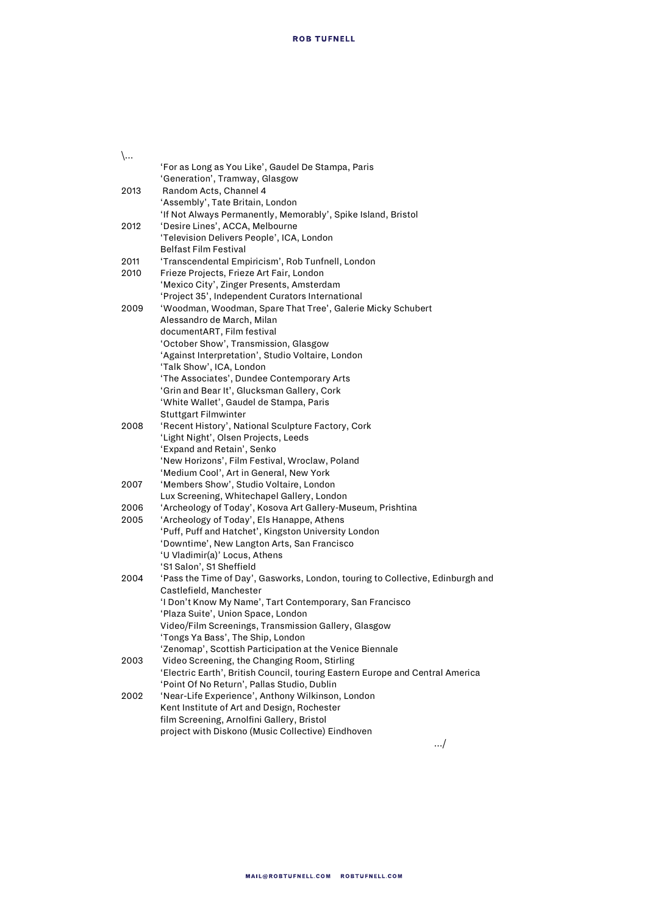\...

| | |
|---|---|
| | 'For as Long as You Like', Gaudel De Stampa, Paris |
| | 'Generation', Tramway, Glasgow |
| 2013 | Random Acts, Channel 4 |
| | 'Assembly', Tate Britain, London |
| | 'If Not Always Permanently, Memorably', Spike Island, Bristol |
| 2012 | 'Desire Lines', ACCA, Melbourne |
| | 'Television Delivers People', ICA, London |
| | Belfast Film Festival |
| 2011 | 'Transcendental Empiricism', Rob Tunfnell, London |
| 2010 | Frieze Projects, Frieze Art Fair, London |
| | 'Mexico City', Zinger Presents, Amsterdam |
| | 'Project 35', Independent Curators International |
| 2009 | 'Woodman, Woodman, Spare That Tree', Galerie Micky Schubert |
| | Alessandro de March, Milan |
| | documentART, Film festival |
| | 'October Show', Transmission, Glasgow |
| | 'Against Interpretation', Studio Voltaire, London |
| | 'Talk Show', ICA, London |
| | 'The Associates', Dundee Contemporary Arts |
| | 'Grin and Bear It', Glucksman Gallery, Cork |
| | 'White Wallet', Gaudel de Stampa, Paris |
| | Stuttgart Filmwinter |
| 2008 | 'Recent History', National Sculpture Factory, Cork |
| | 'Light Night', Olsen Projects, Leeds |
| | 'Expand and Retain', Senko |
| | 'New Horizons', Film Festival, Wroclaw, Poland |
| | 'Medium Cool', Art in General, New York |
| 2007 | 'Members Show', Studio Voltaire, London |
| | Lux Screening, Whitechapel Gallery, London |
| 2006 | 'Archeology of Today', Kosova Art Gallery-Museum, Prishtina |
| 2005 | 'Archeology of Today', Els Hanappe, Athens |
| | 'Puff, Puff and Hatchet', Kingston University London |
| | 'Downtime', New Langton Arts, San Francisco |
| | 'U Vladimir(a)' Locus, Athens |
| | 'S1 Salon', S1 Sheffield |
| 2004 | 'Pass the Time of Day', Gasworks, London, touring to Collective, Edinburgh and Castlefield, Manchester |
| | 'I Don't Know My Name', Tart Contemporary, San Francisco |
| | 'Plaza Suite', Union Space, London |
| | Video/Film Screenings, Transmission Gallery, Glasgow |
| | 'Tongs Ya Bass', The Ship, London |
| | 'Zenomap', Scottish Participation at the Venice Biennale |
| 2003 | Video Screening, the Changing Room, Stirling |
| | 'Electric Earth', British Council, touring Eastern Europe and Central America |
| | 'Point Of No Return', Pallas Studio, Dublin |
| 2002 | 'Near-Life Experience', Anthony Wilkinson, London |
| | Kent Institute of Art and Design, Rochester |
| | film Screening, Arnolfini Gallery, Bristol |
| | project with Diskono (Music Collective) Eindhoven |

.../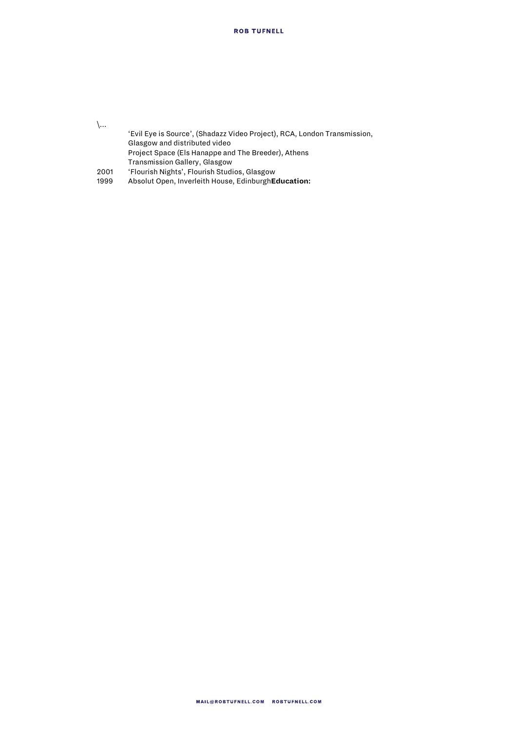\...

'Evil Eye is Source', (Shadazz Video Project), RCA, London Transmission, Glasgow and distributed video
Project Space (Els Hanappe and The Breeder), Athens
Transmission Gallery, Glasgow

2001 'Flourish Nights', Flourish Studios, Glasgow

1999 Absolut Open, Inverleith House, Edinburgh**Education:**